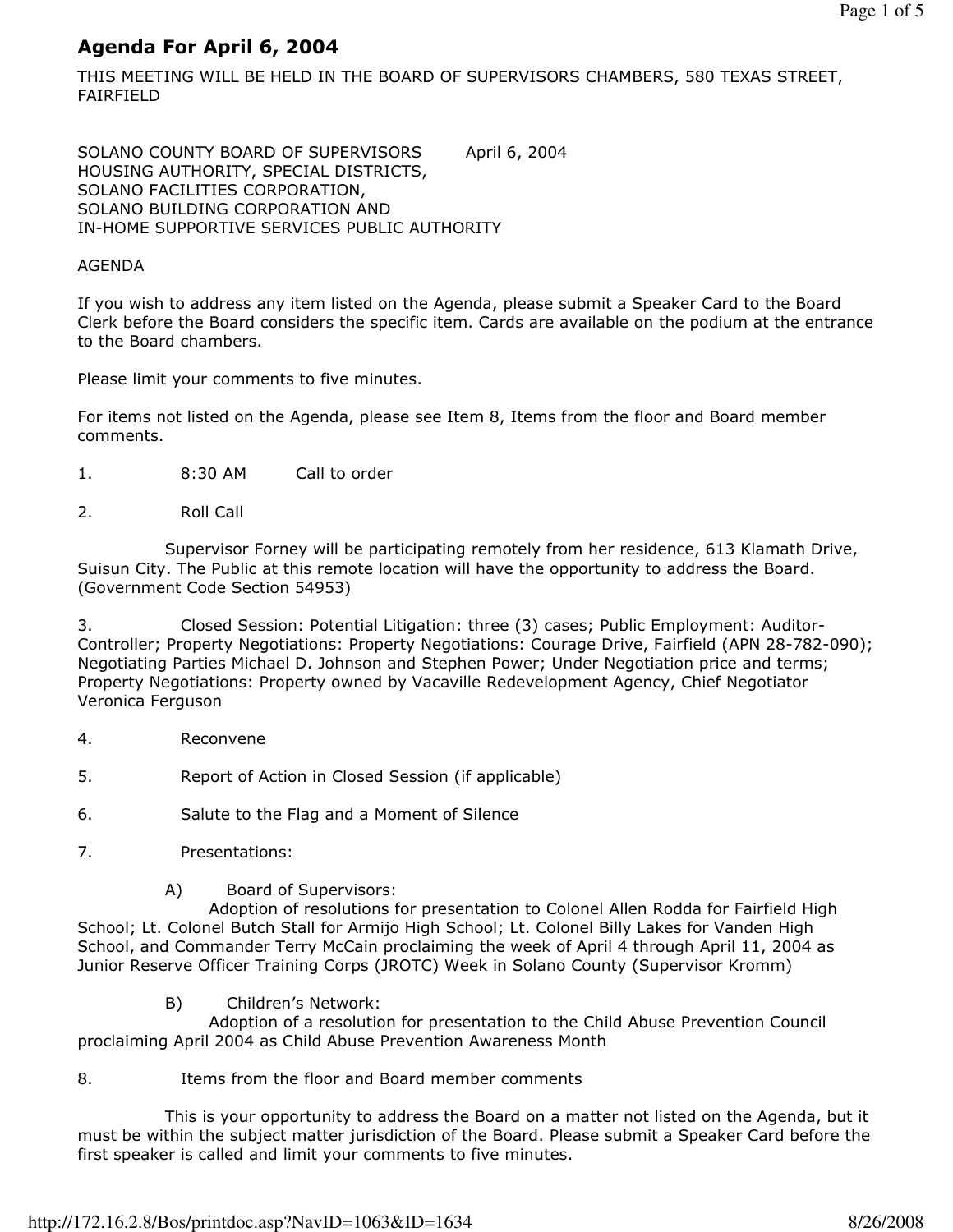# Agenda For April 6, 2004

THIS MEETING WILL BE HELD IN THE BOARD OF SUPERVISORS CHAMBERS, 580 TEXAS STREET, FAIRFIELD

SOLANO COUNTY BOARD OF SUPERVISORS April 6, 2004
HOUSING AUTHORITY, SPECIAL DISTRICTS,
SOLANO FACILITIES CORPORATION,
SOLANO BUILDING CORPORATION AND
IN-HOME SUPPORTIVE SERVICES PUBLIC AUTHORITY

AGENDA

If you wish to address any item listed on the Agenda, please submit a Speaker Card to the Board Clerk before the Board considers the specific item. Cards are available on the podium at the entrance to the Board chambers.

Please limit your comments to five minutes.

For items not listed on the Agenda, please see Item 8, Items from the floor and Board member comments.

1. 8:30 AM Call to order

2. Roll Call

Supervisor Forney will be participating remotely from her residence, 613 Klamath Drive, Suisun City. The Public at this remote location will have the opportunity to address the Board. (Government Code Section 54953)

3. Closed Session: Potential Litigation: three (3) cases; Public Employment: Auditor-Controller; Property Negotiations: Property Negotiations: Courage Drive, Fairfield (APN 28-782-090); Negotiating Parties Michael D. Johnson and Stephen Power; Under Negotiation price and terms; Property Negotiations: Property owned by Vacaville Redevelopment Agency, Chief Negotiator Veronica Ferguson

4. Reconvene

5. Report of Action in Closed Session (if applicable)

6. Salute to the Flag and a Moment of Silence

7. Presentations:

   A) Board of Supervisors:
   Adoption of resolutions for presentation to Colonel Allen Rodda for Fairfield High School; Lt. Colonel Butch Stall for Armijo High School; Lt. Colonel Billy Lakes for Vanden High School, and Commander Terry McCain proclaiming the week of April 4 through April 11, 2004 as Junior Reserve Officer Training Corps (JROTC) Week in Solano County (Supervisor Kromm)

   B) Children's Network:
   Adoption of a resolution for presentation to the Child Abuse Prevention Council proclaiming April 2004 as Child Abuse Prevention Awareness Month

8. Items from the floor and Board member comments

This is your opportunity to address the Board on a matter not listed on the Agenda, but it must be within the subject matter jurisdiction of the Board. Please submit a Speaker Card before the first speaker is called and limit your comments to five minutes.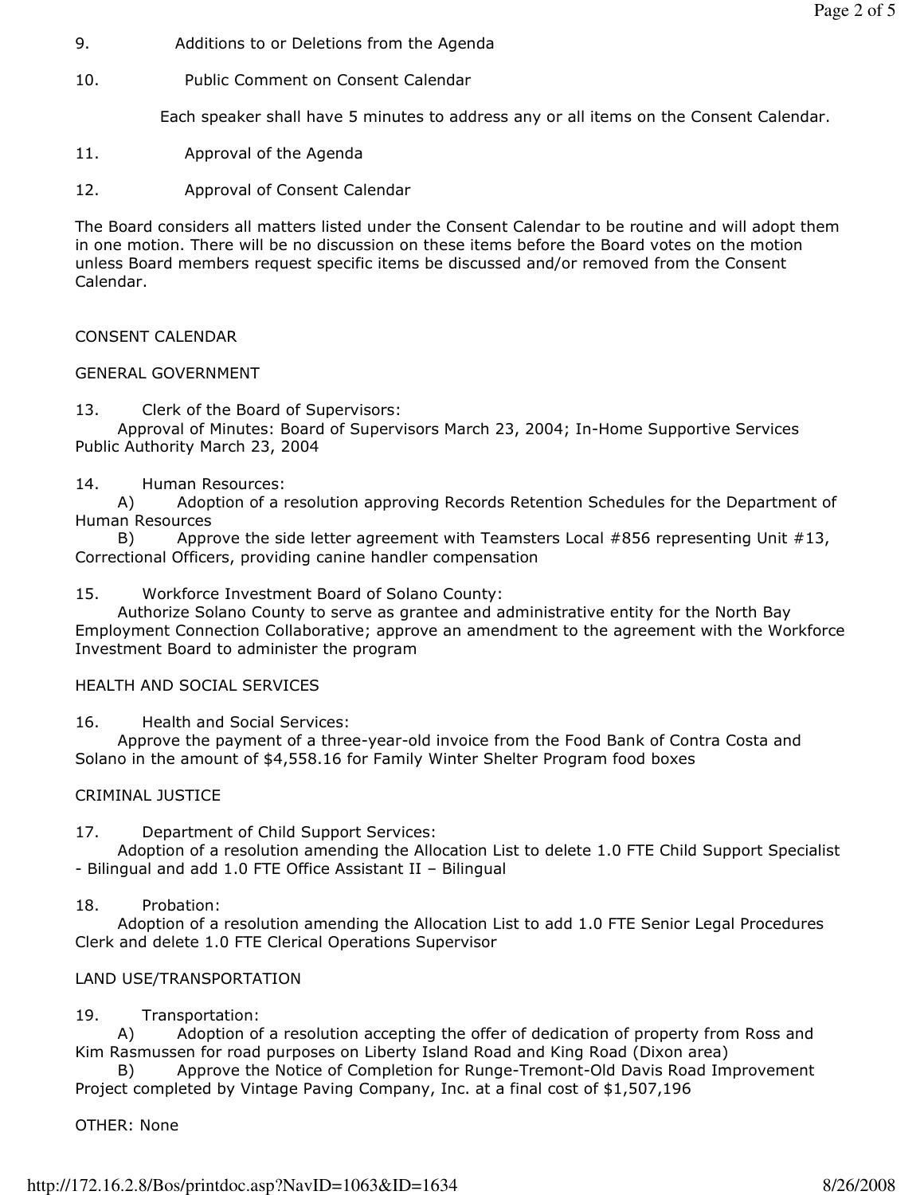9. Additions to or Deletions from the Agenda

10. Public Comment on Consent Calendar

    Each speaker shall have 5 minutes to address any or all items on the Consent Calendar.

11. Approval of the Agenda

12. Approval of Consent Calendar

The Board considers all matters listed under the Consent Calendar to be routine and will adopt them in one motion. There will be no discussion on these items before the Board votes on the motion unless Board members request specific items be discussed and/or removed from the Consent Calendar.

CONSENT CALENDAR

GENERAL GOVERNMENT

13. Clerk of the Board of Supervisors:
    Approval of Minutes: Board of Supervisors March 23, 2004; In-Home Supportive Services Public Authority March 23, 2004

14. Human Resources:
    A) Adoption of a resolution approving Records Retention Schedules for the Department of Human Resources
    B) Approve the side letter agreement with Teamsters Local #856 representing Unit #13, Correctional Officers, providing canine handler compensation

15. Workforce Investment Board of Solano County:
    Authorize Solano County to serve as grantee and administrative entity for the North Bay Employment Connection Collaborative; approve an amendment to the agreement with the Workforce Investment Board to administer the program

HEALTH AND SOCIAL SERVICES

16. Health and Social Services:
    Approve the payment of a three-year-old invoice from the Food Bank of Contra Costa and Solano in the amount of $4,558.16 for Family Winter Shelter Program food boxes

CRIMINAL JUSTICE

17. Department of Child Support Services:
    Adoption of a resolution amending the Allocation List to delete 1.0 FTE Child Support Specialist - Bilingual and add 1.0 FTE Office Assistant II – Bilingual

18. Probation:
    Adoption of a resolution amending the Allocation List to add 1.0 FTE Senior Legal Procedures Clerk and delete 1.0 FTE Clerical Operations Supervisor

LAND USE/TRANSPORTATION

19. Transportation:
    A) Adoption of a resolution accepting the offer of dedication of property from Ross and Kim Rasmussen for road purposes on Liberty Island Road and King Road (Dixon area)
    B) Approve the Notice of Completion for Runge-Tremont-Old Davis Road Improvement Project completed by Vintage Paving Company, Inc. at a final cost of $1,507,196

OTHER: None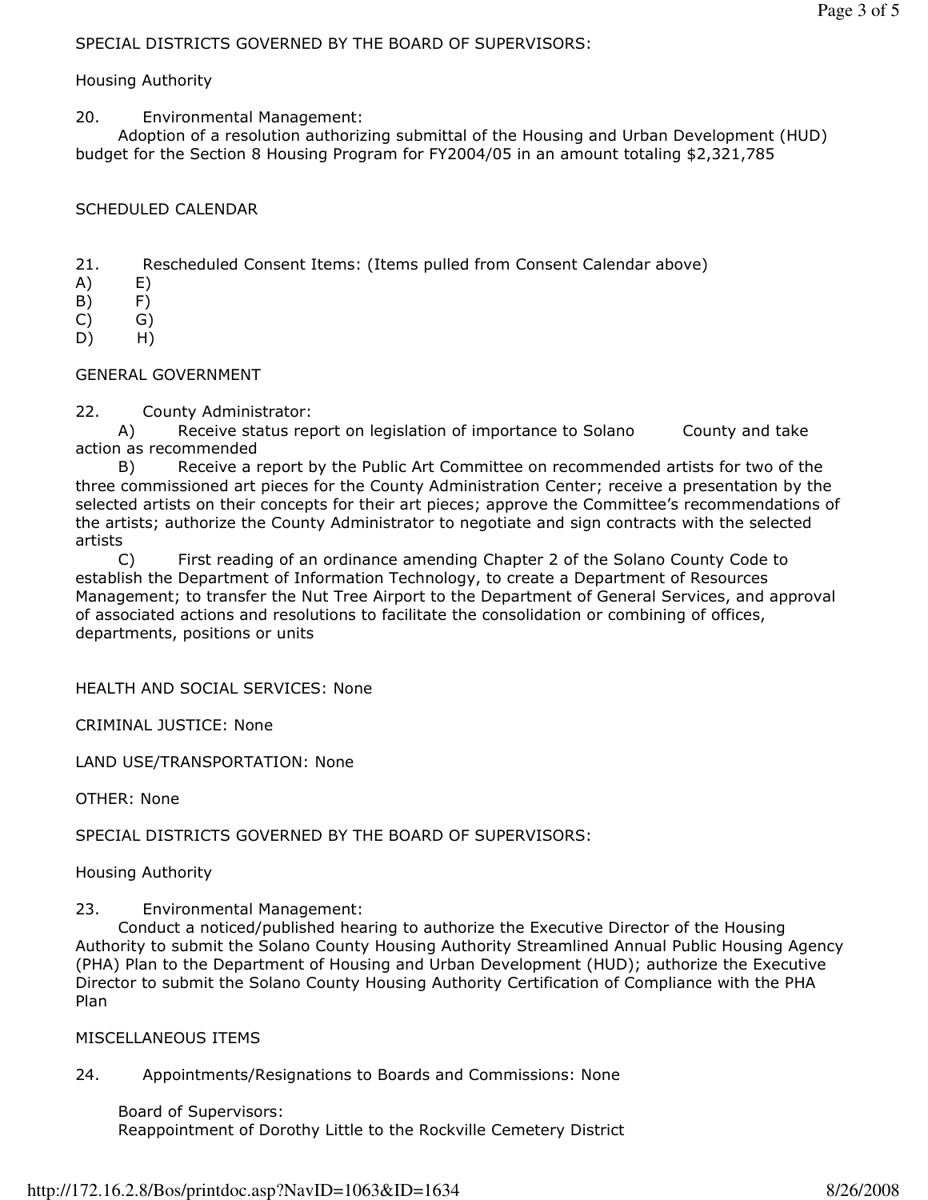SPECIAL DISTRICTS GOVERNED BY THE BOARD OF SUPERVISORS:

Housing Authority

20. Environmental Management:
Adoption of a resolution authorizing submittal of the Housing and Urban Development (HUD) budget for the Section 8 Housing Program for FY2004/05 in an amount totaling $2,321,785

SCHEDULED CALENDAR

21. Rescheduled Consent Items: (Items pulled from Consent Calendar above)

A) E)
B) F)
C) G)
D) H)

GENERAL GOVERNMENT

22. County Administrator:

A) Receive status report on legislation of importance to Solano County and take action as recommended

B) Receive a report by the Public Art Committee on recommended artists for two of the three commissioned art pieces for the County Administration Center; receive a presentation by the selected artists on their concepts for their art pieces; approve the Committee's recommendations of the artists; authorize the County Administrator to negotiate and sign contracts with the selected artists

C) First reading of an ordinance amending Chapter 2 of the Solano County Code to establish the Department of Information Technology, to create a Department of Resources Management; to transfer the Nut Tree Airport to the Department of General Services, and approval of associated actions and resolutions to facilitate the consolidation or combining of offices, departments, positions or units

HEALTH AND SOCIAL SERVICES: None

CRIMINAL JUSTICE: None

LAND USE/TRANSPORTATION: None

OTHER: None

SPECIAL DISTRICTS GOVERNED BY THE BOARD OF SUPERVISORS:

Housing Authority

23. Environmental Management:
Conduct a noticed/published hearing to authorize the Executive Director of the Housing Authority to submit the Solano County Housing Authority Streamlined Annual Public Housing Agency (PHA) Plan to the Department of Housing and Urban Development (HUD); authorize the Executive Director to submit the Solano County Housing Authority Certification of Compliance with the PHA Plan

MISCELLANEOUS ITEMS

24. Appointments/Resignations to Boards and Commissions: None

Board of Supervisors:
Reappointment of Dorothy Little to the Rockville Cemetery District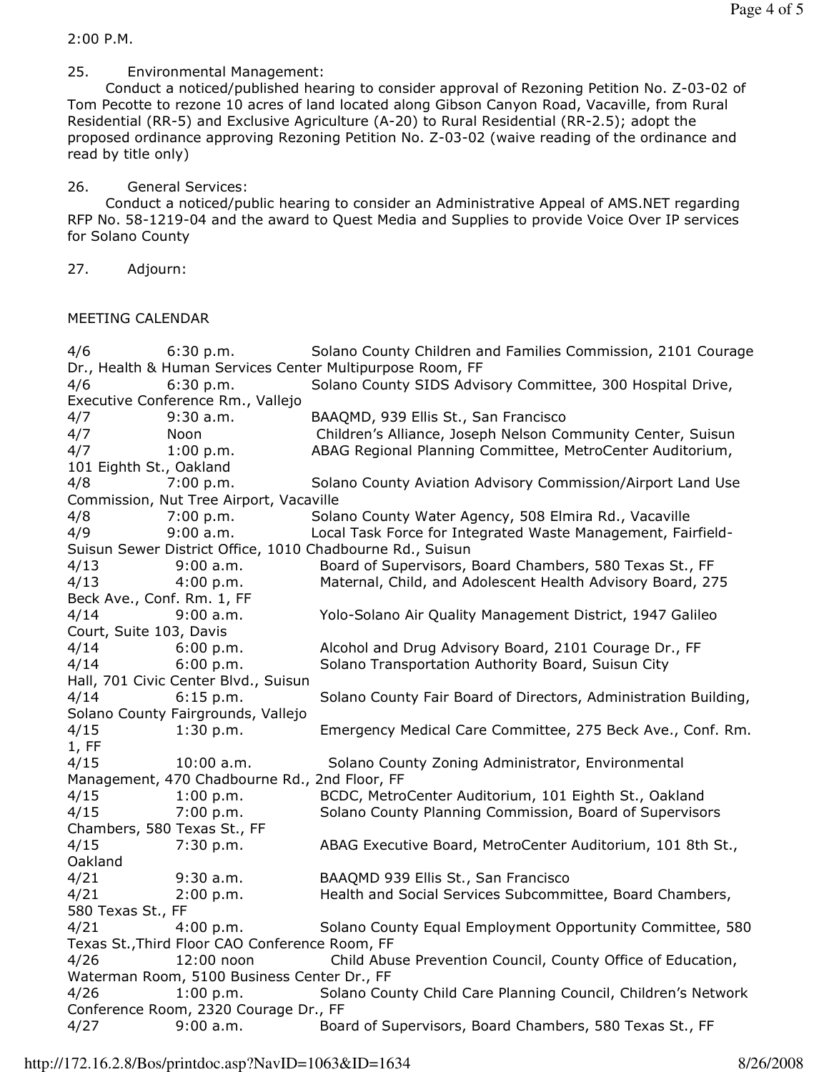2:00 P.M.

25. Environmental Management:
Conduct a noticed/published hearing to consider approval of Rezoning Petition No. Z-03-02 of Tom Pecotte to rezone 10 acres of land located along Gibson Canyon Road, Vacaville, from Rural Residential (RR-5) and Exclusive Agriculture (A-20) to Rural Residential (RR-2.5); adopt the proposed ordinance approving Rezoning Petition No. Z-03-02 (waive reading of the ordinance and read by title only)

26. General Services:
Conduct a noticed/public hearing to consider an Administrative Appeal of AMS.NET regarding RFP No. 58-1219-04 and the award to Quest Media and Supplies to provide Voice Over IP services for Solano County

27. Adjourn:

MEETING CALENDAR

| Date | Time | Meeting |
|---|---|---|
| 4/6 | 6:30 p.m. | Solano County Children and Families Commission, 2101 Courage Dr., Health & Human Services Center Multipurpose Room, FF |
| 4/6 | 6:30 p.m. | Solano County SIDS Advisory Committee, 300 Hospital Drive, Executive Conference Rm., Vallejo |
| 4/7 | 9:30 a.m. | BAAQMD, 939 Ellis St., San Francisco |
| 4/7 | Noon | Children's Alliance, Joseph Nelson Community Center, Suisun |
| 4/7 | 1:00 p.m. | ABAG Regional Planning Committee, MetroCenter Auditorium, 101 Eighth St., Oakland |
| 4/8 | 7:00 p.m. | Solano County Aviation Advisory Commission/Airport Land Use Commission, Nut Tree Airport, Vacaville |
| 4/8 | 7:00 p.m. | Solano County Water Agency, 508 Elmira Rd., Vacaville |
| 4/9 | 9:00 a.m. | Local Task Force for Integrated Waste Management, Fairfield-Suisun Sewer District Office, 1010 Chadbourne Rd., Suisun |
| 4/13 | 9:00 a.m. | Board of Supervisors, Board Chambers, 580 Texas St., FF |
| 4/13 | 4:00 p.m. | Maternal, Child, and Adolescent Health Advisory Board, 275 Beck Ave., Conf. Rm. 1, FF |
| 4/14 | 9:00 a.m. | Yolo-Solano Air Quality Management District, 1947 Galileo Court, Suite 103, Davis |
| 4/14 | 6:00 p.m. | Alcohol and Drug Advisory Board, 2101 Courage Dr., FF |
| 4/14 | 6:00 p.m. | Solano Transportation Authority Board, Suisun City Hall, 701 Civic Center Blvd., Suisun |
| 4/14 | 6:15 p.m. | Solano County Fair Board of Directors, Administration Building, Solano County Fairgrounds, Vallejo |
| 4/15 | 1:30 p.m. | Emergency Medical Care Committee, 275 Beck Ave., Conf. Rm. 1, FF |
| 4/15 | 10:00 a.m. | Solano County Zoning Administrator, Environmental Management, 470 Chadbourne Rd., 2nd Floor, FF |
| 4/15 | 1:00 p.m. | BCDC, MetroCenter Auditorium, 101 Eighth St., Oakland |
| 4/15 | 7:00 p.m. | Solano County Planning Commission, Board of Supervisors Chambers, 580 Texas St., FF |
| 4/15 | 7:30 p.m. | ABAG Executive Board, MetroCenter Auditorium, 101 8th St., Oakland |
| 4/21 | 9:30 a.m. | BAAQMD 939 Ellis St., San Francisco |
| 4/21 | 2:00 p.m. | Health and Social Services Subcommittee, Board Chambers, 580 Texas St., FF |
| 4/21 | 4:00 p.m. | Solano County Equal Employment Opportunity Committee, 580 Texas St.,Third Floor CAO Conference Room, FF |
| 4/26 | 12:00 noon | Child Abuse Prevention Council, County Office of Education, Waterman Room, 5100 Business Center Dr., FF |
| 4/26 | 1:00 p.m. | Solano County Child Care Planning Council, Children's Network Conference Room, 2320 Courage Dr., FF |
| 4/27 | 9:00 a.m. | Board of Supervisors, Board Chambers, 580 Texas St., FF |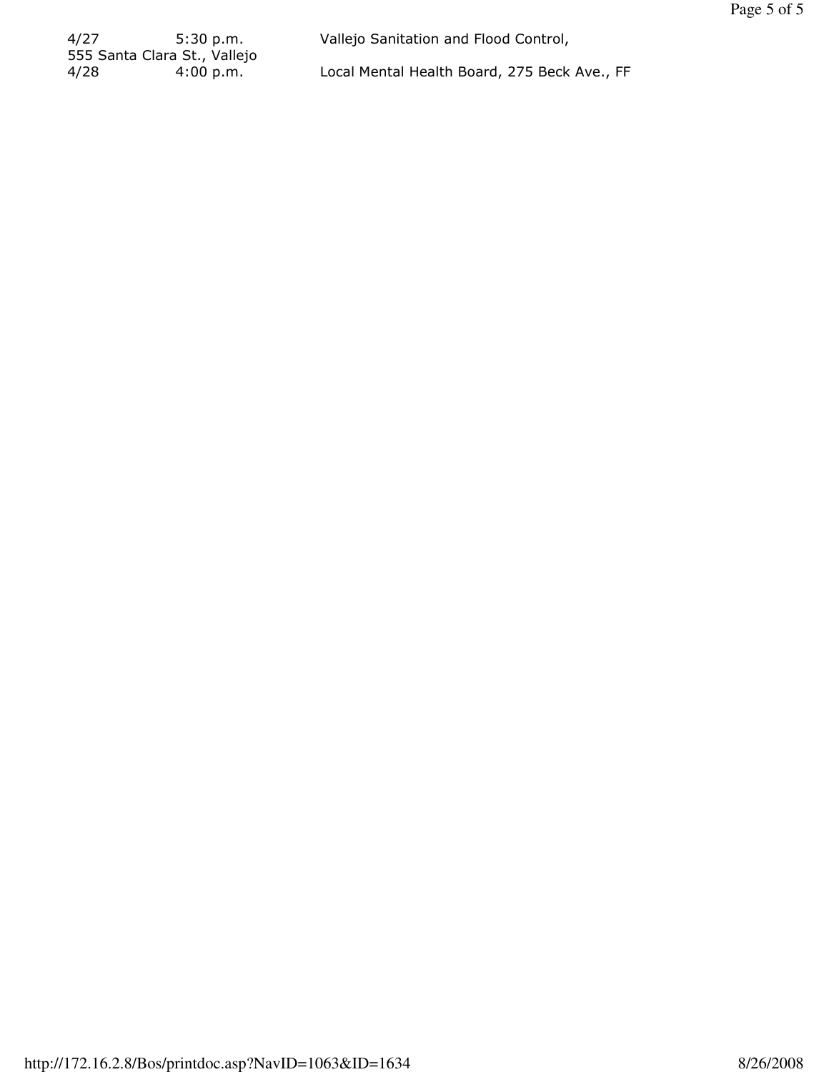4/27 5:30 p.m. Vallejo Sanitation and Flood Control,
555 Santa Clara St., Vallejo
4/28 4:00 p.m. Local Mental Health Board, 275 Beck Ave., FF